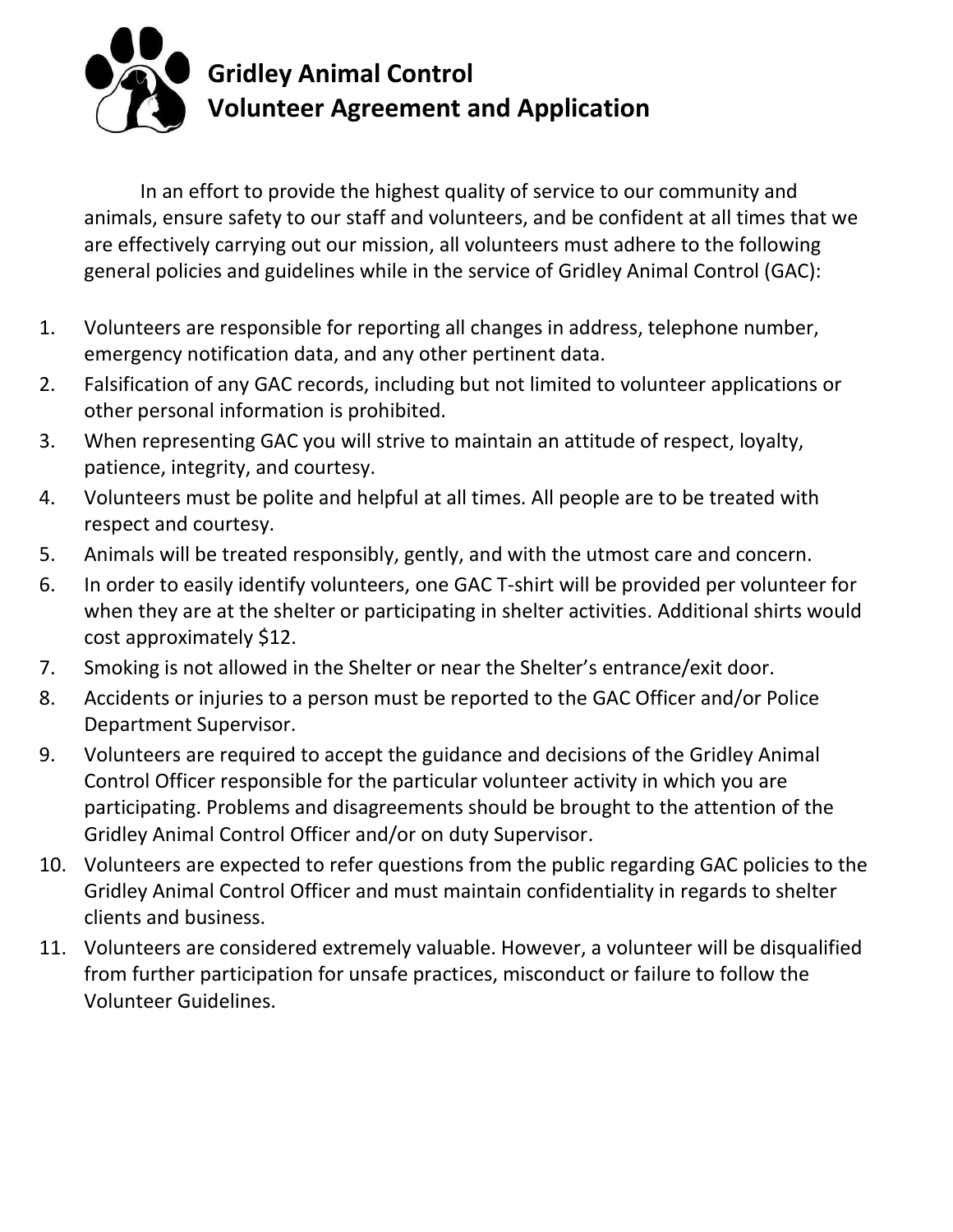# Gridley Animal Control
## Volunteer Agreement and Application

In an effort to provide the highest quality of service to our community and animals, ensure safety to our staff and volunteers, and be confident at all times that we are effectively carrying out our mission, all volunteers must adhere to the following general policies and guidelines while in the service of Gridley Animal Control (GAC):

1. Volunteers are responsible for reporting all changes in address, telephone number, emergency notification data, and any other pertinent data.
2. Falsification of any GAC records, including but not limited to volunteer applications or other personal information is prohibited.
3. When representing GAC you will strive to maintain an attitude of respect, loyalty, patience, integrity, and courtesy.
4. Volunteers must be polite and helpful at all times. All people are to be treated with respect and courtesy.
5. Animals will be treated responsibly, gently, and with the utmost care and concern.
6. In order to easily identify volunteers, one GAC T-shirt will be provided per volunteer for when they are at the shelter or participating in shelter activities. Additional shirts would cost approximately $12.
7. Smoking is not allowed in the Shelter or near the Shelter's entrance/exit door.
8. Accidents or injuries to a person must be reported to the GAC Officer and/or Police Department Supervisor.
9. Volunteers are required to accept the guidance and decisions of the Gridley Animal Control Officer responsible for the particular volunteer activity in which you are participating. Problems and disagreements should be brought to the attention of the Gridley Animal Control Officer and/or on duty Supervisor.
10. Volunteers are expected to refer questions from the public regarding GAC policies to the Gridley Animal Control Officer and must maintain confidentiality in regards to shelter clients and business.
11. Volunteers are considered extremely valuable. However, a volunteer will be disqualified from further participation for unsafe practices, misconduct or failure to follow the Volunteer Guidelines.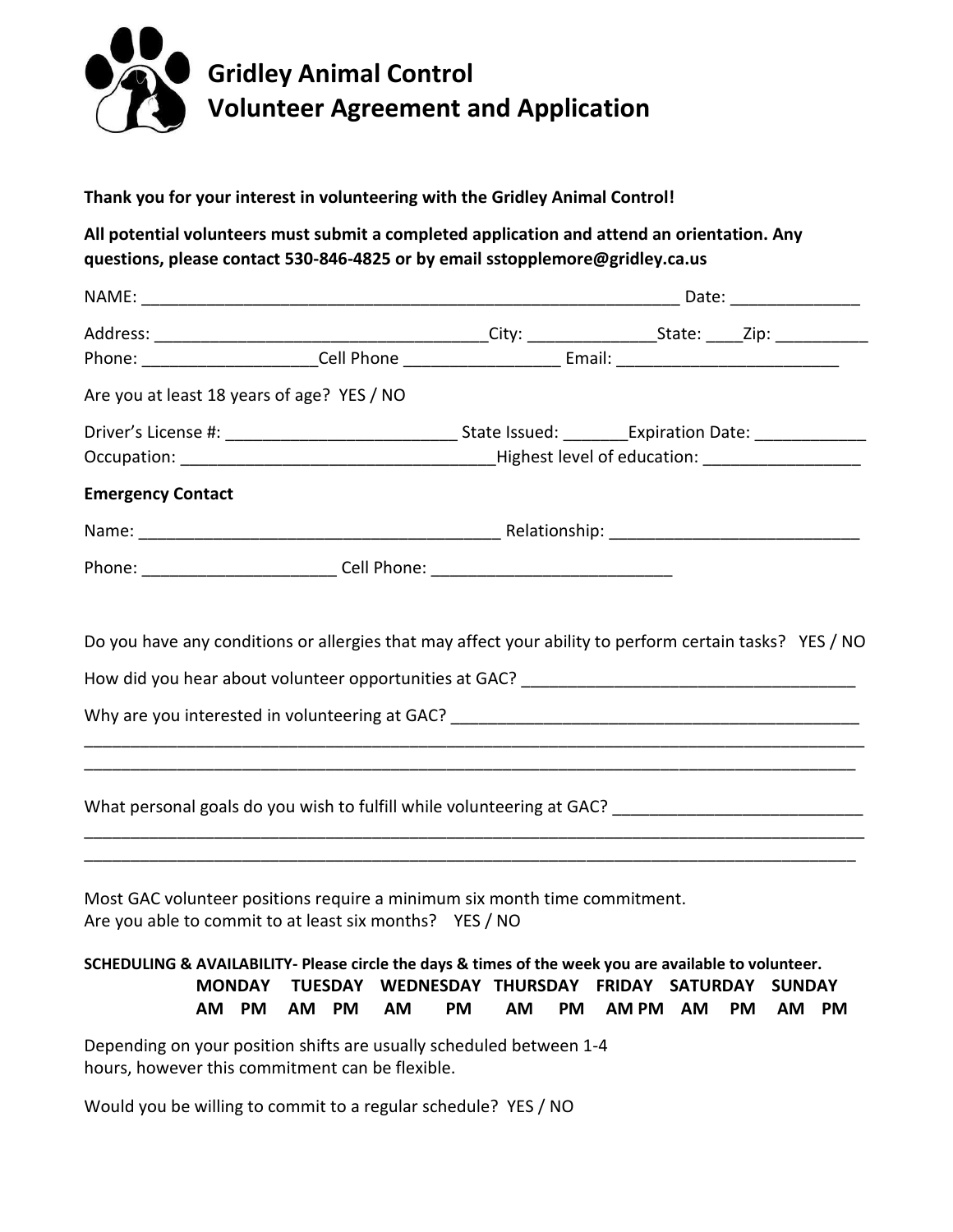# Gridley Animal Control
# Volunteer Agreement and Application

**Thank you for your interest in volunteering with the Gridley Animal Control!**

**All potential volunteers must submit a completed application and attend an orientation. Any questions, please contact 530-846-4825 or by email sstopplemore@gridley.ca.us**

NAME: ___________________________________________________________ Date: ______________

Address: ____________________________________City: ______________State: ____Zip: __________

Phone: ___________________Cell Phone ________________ Email: ________________________

Are you at least 18 years of age? YES / NO

Driver's License #: _________________________ State Issued: _______Expiration Date: ____________

Occupation: _________________________________Highest level of education: _________________

**Emergency Contact**

Name: _______________________________________ Relationship: ___________________________

Phone: _____________________ Cell Phone: __________________________

Do you have any conditions or allergies that may affect your ability to perform certain tasks? YES / NO

How did you hear about volunteer opportunities at GAC? ____________________________________

Why are you interested in volunteering at GAC? ____________________________________________

____________________________________________________________________________________

____________________________________________________________________________________

What personal goals do you wish to fulfill while volunteering at GAC? __________________________

____________________________________________________________________________________

____________________________________________________________________________________

Most GAC volunteer positions require a minimum six month time commitment.
Are you able to commit to at least six months? YES / NO

**SCHEDULING & AVAILABILITY- Please circle the days & times of the week you are available to volunteer.**

| MONDAY | TUESDAY | WEDNESDAY | THURSDAY | FRIDAY | SATURDAY | SUNDAY |
|---|---|---|---|---|---|---|
| AM PM | AM PM | AM PM | AM PM | AM PM | AM PM | AM PM |

Depending on your position shifts are usually scheduled between 1-4 hours, however this commitment can be flexible.

Would you be willing to commit to a regular schedule? YES / NO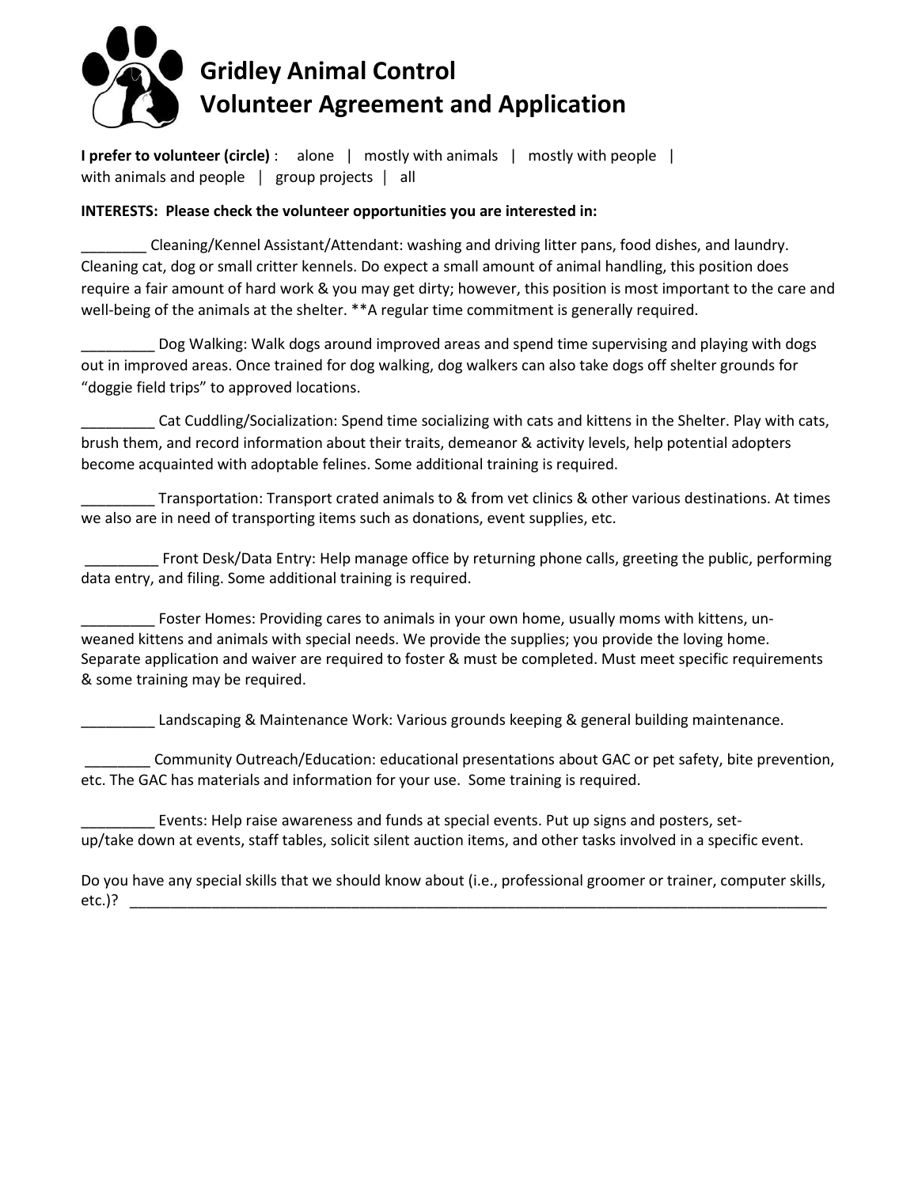# Gridley Animal Control
# Volunteer Agreement and Application

**I prefer to volunteer (circle)** : alone | mostly with animals | mostly with people | with animals and people | group projects | all

**INTERESTS: Please check the volunteer opportunities you are interested in:**

________ Cleaning/Kennel Assistant/Attendant: washing and driving litter pans, food dishes, and laundry. Cleaning cat, dog or small critter kennels. Do expect a small amount of animal handling, this position does require a fair amount of hard work & you may get dirty; however, this position is most important to the care and well-being of the animals at the shelter. **A regular time commitment is generally required.

_________ Dog Walking: Walk dogs around improved areas and spend time supervising and playing with dogs out in improved areas. Once trained for dog walking, dog walkers can also take dogs off shelter grounds for "doggie field trips" to approved locations.

_________ Cat Cuddling/Socialization: Spend time socializing with cats and kittens in the Shelter. Play with cats, brush them, and record information about their traits, demeanor & activity levels, help potential adopters become acquainted with adoptable felines. Some additional training is required.

_________ Transportation: Transport crated animals to & from vet clinics & other various destinations. At times we also are in need of transporting items such as donations, event supplies, etc.

_________ Front Desk/Data Entry: Help manage office by returning phone calls, greeting the public, performing data entry, and filing. Some additional training is required.

_________ Foster Homes: Providing cares to animals in your own home, usually moms with kittens, un-weaned kittens and animals with special needs. We provide the supplies; you provide the loving home. Separate application and waiver are required to foster & must be completed. Must meet specific requirements & some training may be required.

_________ Landscaping & Maintenance Work: Various grounds keeping & general building maintenance.

________ Community Outreach/Education: educational presentations about GAC or pet safety, bite prevention, etc. The GAC has materials and information for your use. Some training is required.

_________ Events: Help raise awareness and funds at special events. Put up signs and posters, set-up/take down at events, staff tables, solicit silent auction items, and other tasks involved in a specific event.

Do you have any special skills that we should know about (i.e., professional groomer or trainer, computer skills, etc.)? ___________________________________________________________________________________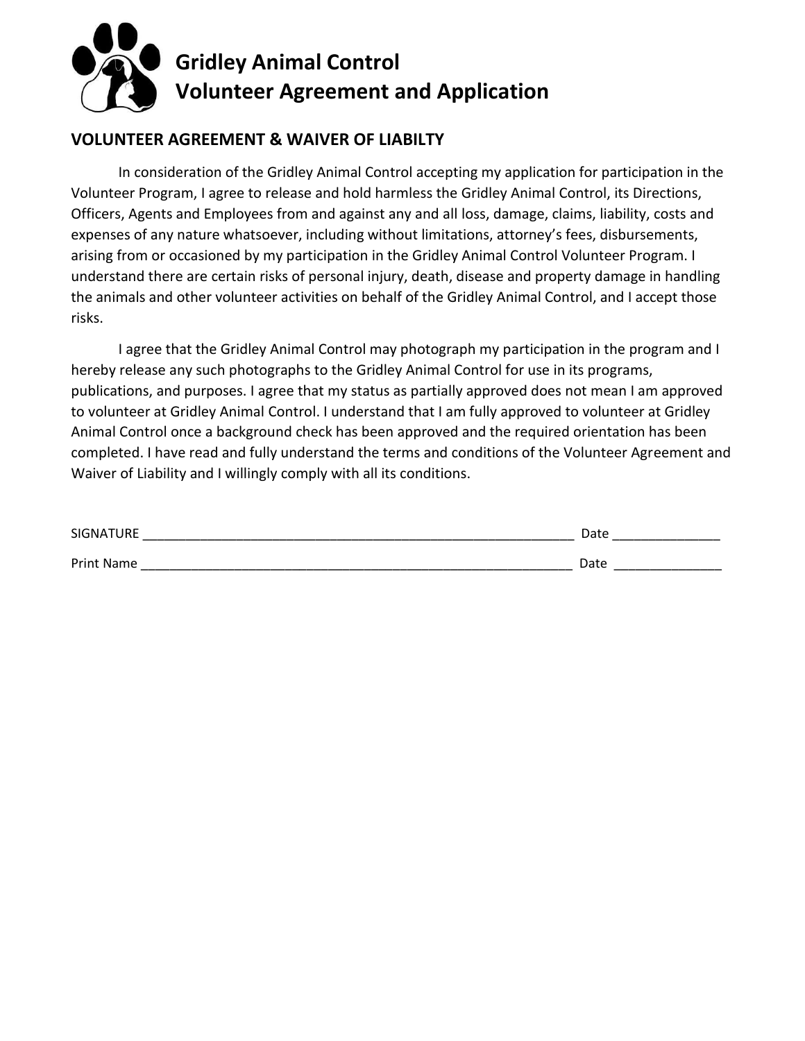# Gridley Animal Control
# Volunteer Agreement and Application

## VOLUNTEER AGREEMENT & WAIVER OF LIABILTY

In consideration of the Gridley Animal Control accepting my application for participation in the Volunteer Program, I agree to release and hold harmless the Gridley Animal Control, its Directions, Officers, Agents and Employees from and against any and all loss, damage, claims, liability, costs and expenses of any nature whatsoever, including without limitations, attorney's fees, disbursements, arising from or occasioned by my participation in the Gridley Animal Control Volunteer Program. I understand there are certain risks of personal injury, death, disease and property damage in handling the animals and other volunteer activities on behalf of the Gridley Animal Control, and I accept those risks.

I agree that the Gridley Animal Control may photograph my participation in the program and I hereby release any such photographs to the Gridley Animal Control for use in its programs, publications, and purposes. I agree that my status as partially approved does not mean I am approved to volunteer at Gridley Animal Control. I understand that I am fully approved to volunteer at Gridley Animal Control once a background check has been approved and the required orientation has been completed. I have read and fully understand the terms and conditions of the Volunteer Agreement and Waiver of Liability and I willingly comply with all its conditions.

SIGNATURE ____________________________________________________________ Date ______________

Print Name ____________________________________________________________ Date ______________